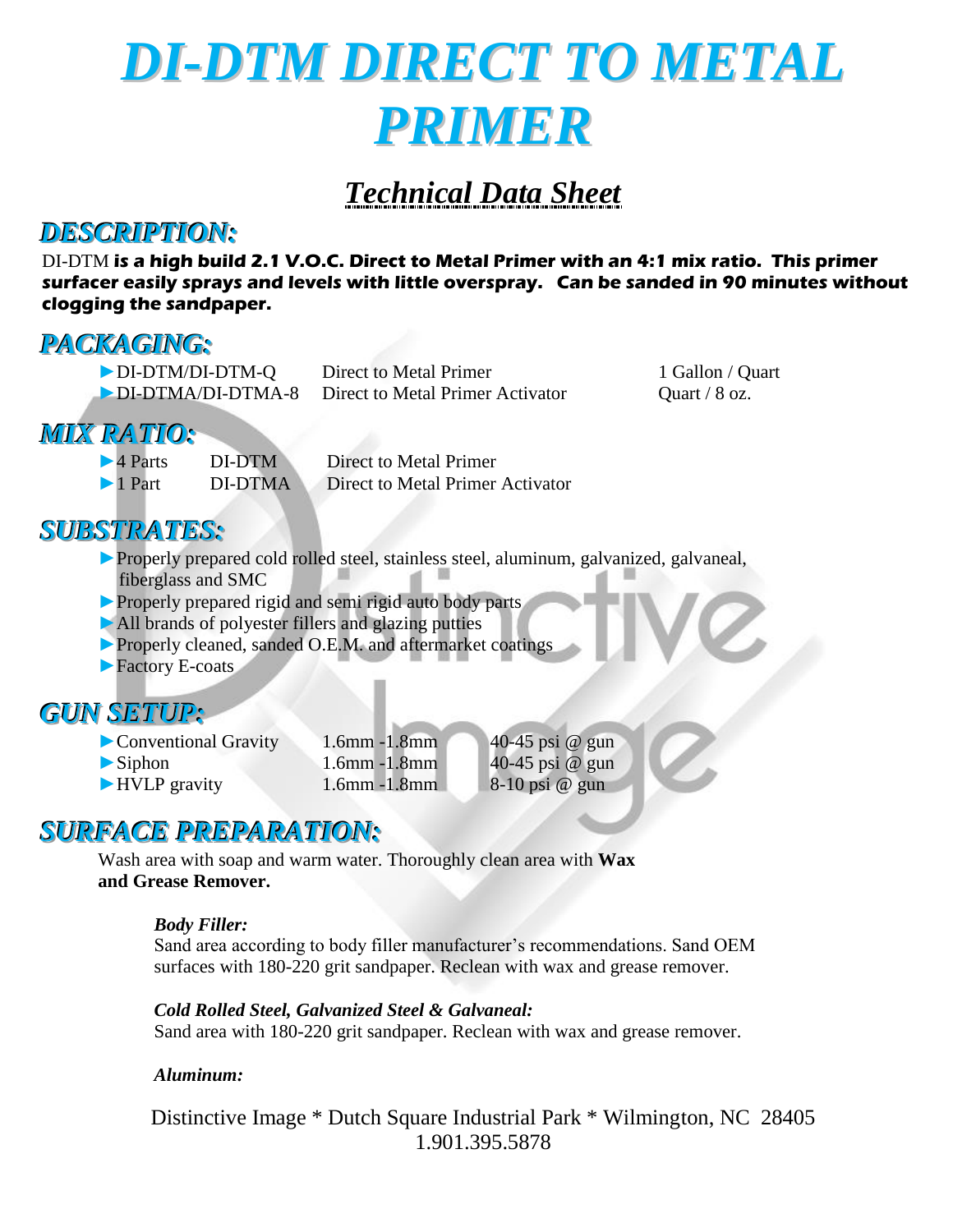# DI-DTM DIRECT TO METAL PRIMER

## Technical Data Sheet

### DESCRIPTION:

DI-DTM **is a high build 2.1 V.O.C. Direct to Metal Primer with an 4:1 mix ratio. This primer surfacer easily sprays and levels with little overspray. Can be sanded in 90 minutes without clogging the sandpaper.**

### PACKAGING:

| | | |
|---|---|---|
| ►DI-DTM/DI-DTM-Q | Direct to Metal Primer | 1 Gallon / Quart |
| ►DI-DTMA/DI-DTMA-8 | Direct to Metal Primer Activator | Quart / 8 oz. |

### MIX RATIO:

| | | |
|---|---|---|
| ►4 Parts | DI-DTM | Direct to Metal Primer |
| ►1 Part | DI-DTMA | Direct to Metal Primer Activator |

### SUBSTRATES:

- ►Properly prepared cold rolled steel, stainless steel, aluminum, galvanized, galvaneal, fiberglass and SMC
- ►Properly prepared rigid and semi rigid auto body parts
- ►All brands of polyester fillers and glazing putties
- ►Properly cleaned, sanded O.E.M. and aftermarket coatings
- ►Factory E-coats

### GUN SETUP:

| | | |
|---|---|---|
| ►Conventional Gravity | 1.6mm -1.8mm | 40-45 psi @ gun |
| ►Siphon | 1.6mm -1.8mm | 40-45 psi @ gun |
| ►HVLP gravity | 1.6mm -1.8mm | 8-10 psi @ gun |

### SURFACE PREPARATION:

Wash area with soap and warm water. Thoroughly clean area with **Wax and Grease Remover.**

***Body Filler:***
Sand area according to body filler manufacturer's recommendations. Sand OEM surfaces with 180-220 grit sandpaper. Reclean with wax and grease remover.

***Cold Rolled Steel, Galvanized Steel & Galvaneal:***
Sand area with 180-220 grit sandpaper. Reclean with wax and grease remover.

***Aluminum:***

Distinctive Image * Dutch Square Industrial Park * Wilmington, NC 28405
1.901.395.5878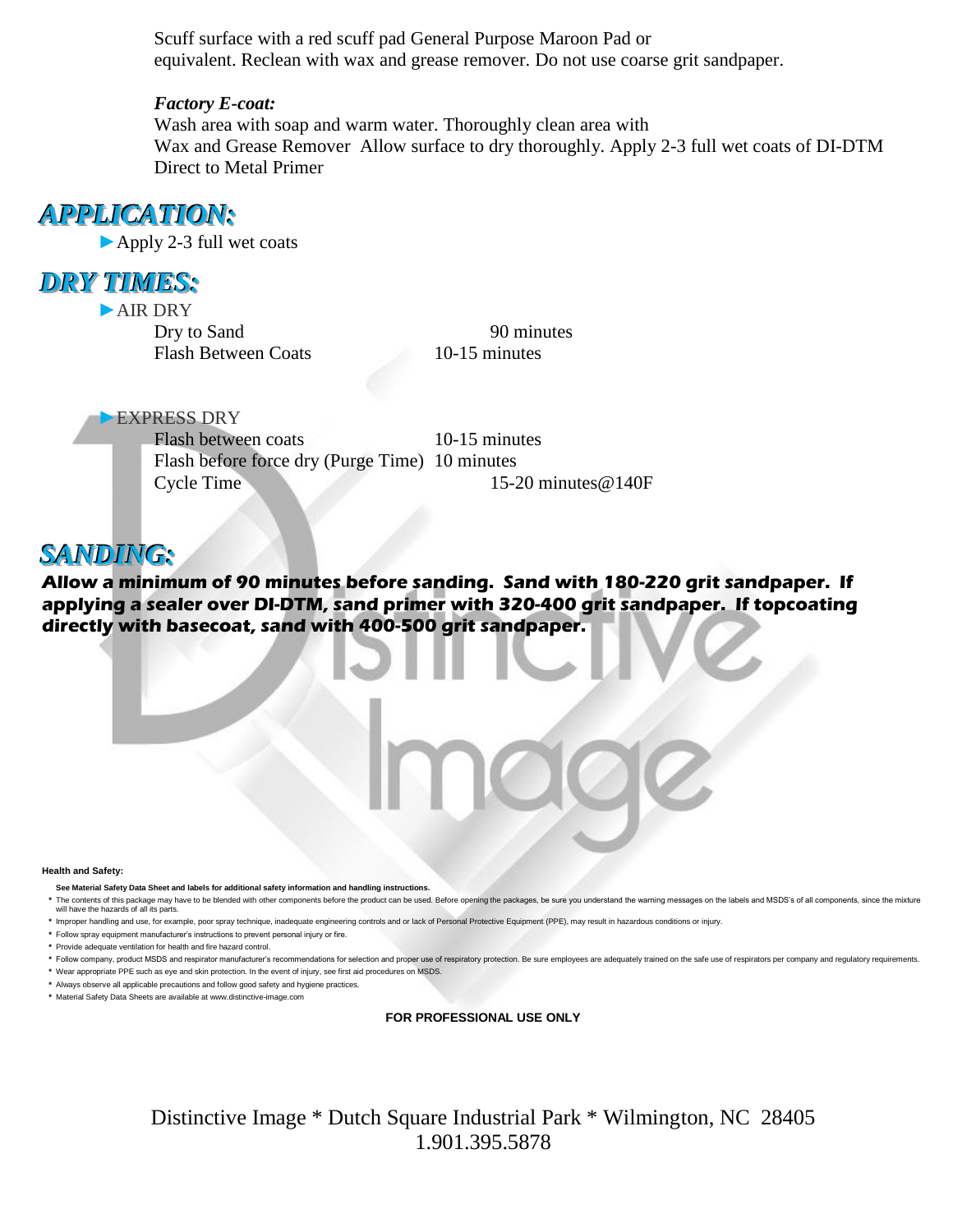Scuff surface with a red scuff pad General Purpose Maroon Pad or equivalent. Reclean with wax and grease remover. Do not use coarse grit sandpaper.

***Factory E-coat:***

Wash area with soap and warm water. Thoroughly clean area with Wax and Grease Remover Allow surface to dry thoroughly. Apply 2-3 full wet coats of DI-DTM Direct to Metal Primer

## *APPLICATION:*

► Apply 2-3 full wet coats

## *DRY TIMES:*

► AIR DRY

| | |
|---|---|
| Dry to Sand | 90 minutes |
| Flash Between Coats | 10-15 minutes |

► EXPRESS DRY

| | |
|---|---|
| Flash between coats | 10-15 minutes |
| Flash before force dry (Purge Time) | 10 minutes |
| Cycle Time | 15-20 minutes@140F |

## *SANDING:*

**Allow a minimum of 90 minutes before sanding. Sand with 180-220 grit sandpaper. If applying a sealer over DI-DTM, sand primer with 320-400 grit sandpaper. If topcoating directly with basecoat, sand with 400-500 grit sandpaper.**

**Health and Safety:**

**See Material Safety Data Sheet and labels for additional safety information and handling instructions.**

* The contents of this package may have to be blended with other components before the product can be used. Before opening the packages, be sure you understand the warning messages on the labels and MSDS's of all components, since the mixture will have the hazards of all its parts.
* Improper handling and use, for example, poor spray technique, inadequate engineering controls and or lack of Personal Protective Equipment (PPE), may result in hazardous conditions or injury.
* Follow spray equipment manufacturer's instructions to prevent personal injury or fire.
* Provide adequate ventilation for health and fire hazard control.
* Follow company, product MSDS and respirator manufacturer's recommendations for selection and proper use of respiratory protection. Be sure employees are adequately trained on the safe use of respirators per company and regulatory requirements.
* Wear appropriate PPE such as eye and skin protection. In the event of injury, see first aid procedures on MSDS.
* Always observe all applicable precautions and follow good safety and hygiene practices.
* Material Safety Data Sheets are available at www.distinctive-image.com

**FOR PROFESSIONAL USE ONLY**

Distinctive Image * Dutch Square Industrial Park * Wilmington, NC 28405
1.901.395.5878